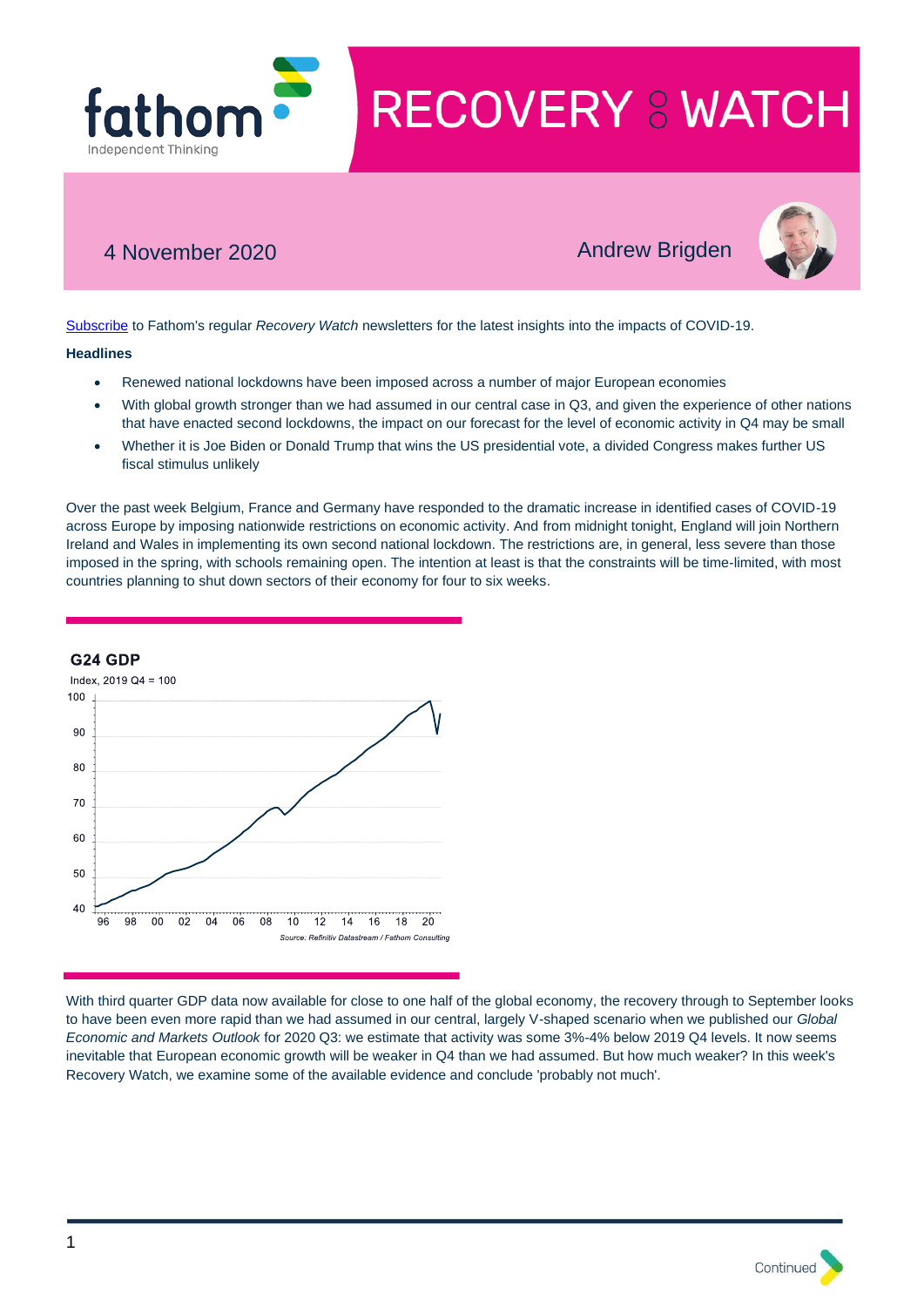# RECOVERY WATCH

4 November 2020

Andrew Brigden

[Subscribe](#) to Fathom's regular *Recovery Watch* newsletters for the latest insights into the impacts of COVID-19.

**Headlines**

- Renewed national lockdowns have been imposed across a number of major European economies
- With global growth stronger than we had assumed in our central case in Q3, and given the experience of other nations that have enacted second lockdowns, the impact on our forecast for the level of economic activity in Q4 may be small
- Whether it is Joe Biden or Donald Trump that wins the US presidential vote, a divided Congress makes further US fiscal stimulus unlikely

Over the past week Belgium, France and Germany have responded to the dramatic increase in identified cases of COVID-19 across Europe by imposing nationwide restrictions on economic activity. And from midnight tonight, England will join Northern Ireland and Wales in implementing its own second national lockdown. The restrictions are, in general, less severe than those imposed in the spring, with schools remaining open. The intention at least is that the constraints will be time-limited, with most countries planning to shut down sectors of their economy for four to six weeks.

**G24 GDP**

Index, 2019 Q4 = 100

Source: Refinitiv Datastream / Fathom Consulting

With third quarter GDP data now available for close to one half of the global economy, the recovery through to September looks to have been even more rapid than we had assumed in our central, largely V-shaped scenario when we published our *Global Economic and Markets Outlook* for 2020 Q3: we estimate that activity was some 3%-4% below 2019 Q4 levels. It now seems inevitable that European economic growth will be weaker in Q4 than we had assumed. But how much weaker? In this week's Recovery Watch, we examine some of the available evidence and conclude 'probably not much'.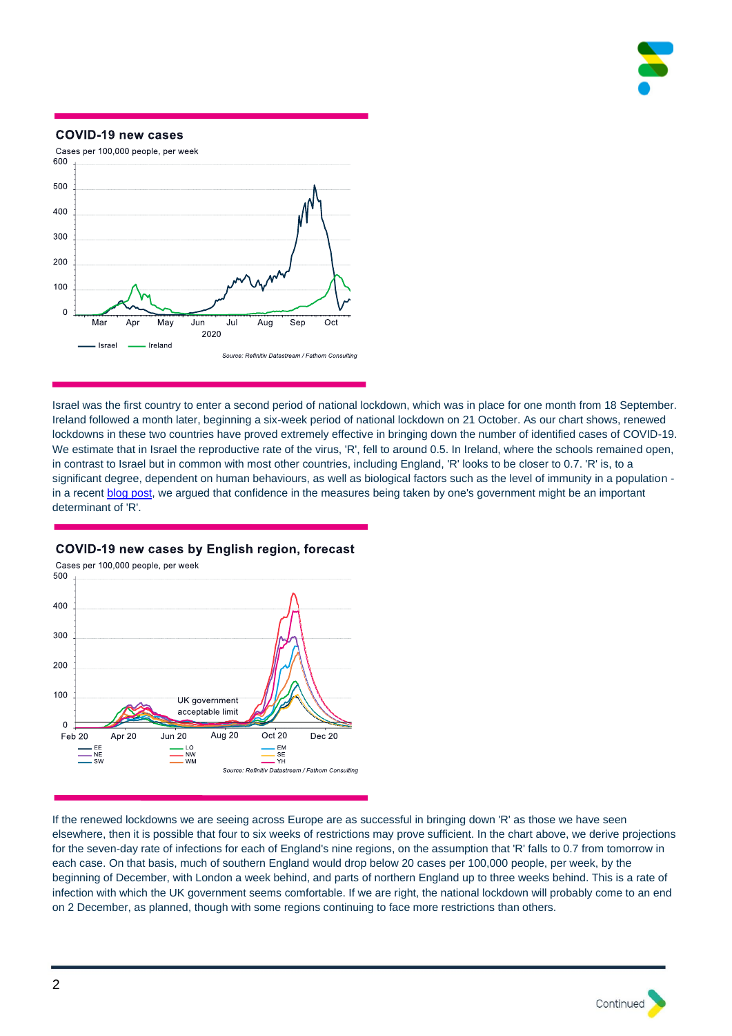## COVID-19 new cases

Cases per 100,000 people, per week

Source: Refinitiv Datastream / Fathom Consulting

Israel was the first country to enter a second period of national lockdown, which was in place for one month from 18 September. Ireland followed a month later, beginning a six-week period of national lockdown on 21 October. As our chart shows, renewed lockdowns in these two countries have proved extremely effective in bringing down the number of identified cases of COVID-19. We estimate that in Israel the reproductive rate of the virus, 'R', fell to around 0.5. In Ireland, where the schools remained open, in contrast to Israel but in common with most other countries, including England, 'R' looks to be closer to 0.7. 'R' is, to a significant degree, dependent on human behaviours, as well as biological factors such as the level of immunity in a population - in a recent blog post, we argued that confidence in the measures being taken by one's government might be an important determinant of 'R'.

## COVID-19 new cases by English region, forecast

Cases per 100,000 people, per week

Source: Refinitiv Datastream / Fathom Consulting

If the renewed lockdowns we are seeing across Europe are as successful in bringing down 'R' as those we have seen elsewhere, then it is possible that four to six weeks of restrictions may prove sufficient. In the chart above, we derive projections for the seven-day rate of infections for each of England's nine regions, on the assumption that 'R' falls to 0.7 from tomorrow in each case. On that basis, much of southern England would drop below 20 cases per 100,000 people, per week, by the beginning of December, with London a week behind, and parts of northern England up to three weeks behind. This is a rate of infection with which the UK government seems comfortable. If we are right, the national lockdown will probably come to an end on 2 December, as planned, though with some regions continuing to face more restrictions than others.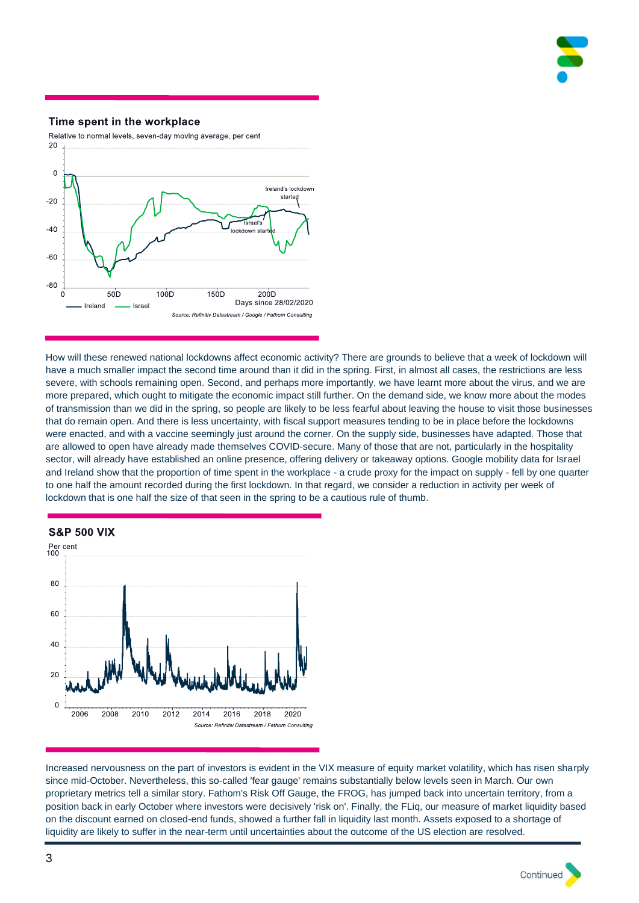### Time spent in the workplace

Relative to normal levels, seven-day moving average, per cent

Source: Refinitiv Datastream / Google / Fathom Consulting

How will these renewed national lockdowns affect economic activity? There are grounds to believe that a week of lockdown will have a much smaller impact the second time around than it did in the spring. First, in almost all cases, the restrictions are less severe, with schools remaining open. Second, and perhaps more importantly, we have learnt more about the virus, and we are more prepared, which ought to mitigate the economic impact still further. On the demand side, we know more about the modes of transmission than we did in the spring, so people are likely to be less fearful about leaving the house to visit those businesses that do remain open. And there is less uncertainty, with fiscal support measures tending to be in place before the lockdowns were enacted, and with a vaccine seemingly just around the corner. On the supply side, businesses have adapted. Those that are allowed to open have already made themselves COVID-secure. Many of those that are not, particularly in the hospitality sector, will already have established an online presence, offering delivery or takeaway options. Google mobility data for Israel and Ireland show that the proportion of time spent in the workplace - a crude proxy for the impact on supply - fell by one quarter to one half the amount recorded during the first lockdown. In that regard, we consider a reduction in activity per week of lockdown that is one half the size of that seen in the spring to be a cautious rule of thumb.

### S&P 500 VIX

Per cent

Source: Refinitiv Datastream / Fathom Consulting

Increased nervousness on the part of investors is evident in the VIX measure of equity market volatility, which has risen sharply since mid-October. Nevertheless, this so-called 'fear gauge' remains substantially below levels seen in March. Our own proprietary metrics tell a similar story. Fathom's Risk Off Gauge, the FROG, has jumped back into uncertain territory, from a position back in early October where investors were decisively 'risk on'. Finally, the FLiq, our measure of market liquidity based on the discount earned on closed-end funds, showed a further fall in liquidity last month. Assets exposed to a shortage of liquidity are likely to suffer in the near-term until uncertainties about the outcome of the US election are resolved.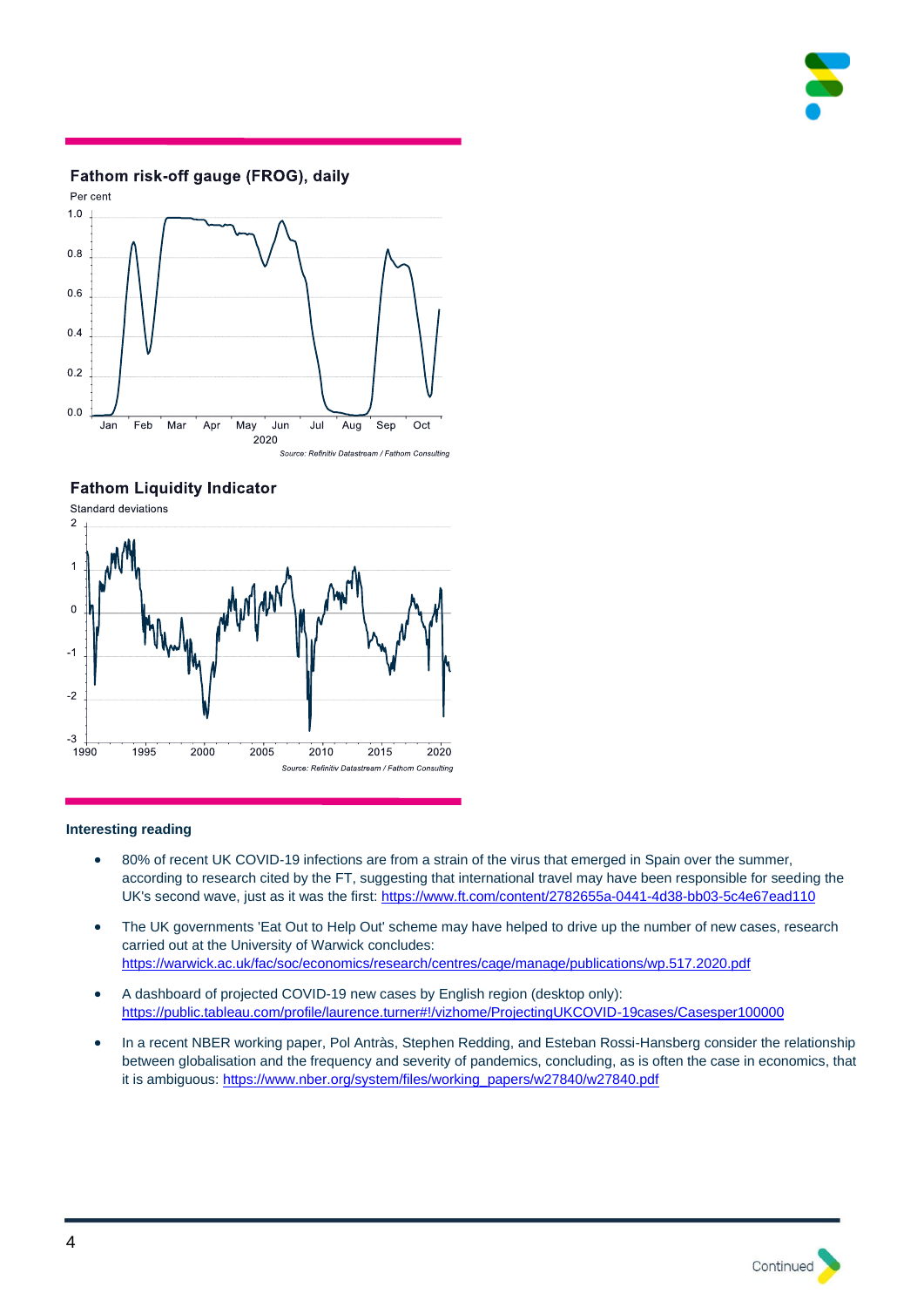**Fathom risk-off gauge (FROG), daily**

Per cent

Source: Refinitiv Datastream / Fathom Consulting

**Fathom Liquidity Indicator**

Standard deviations

Source: Refinitiv Datastream / Fathom Consulting

**Interesting reading**

- 80% of recent UK COVID-19 infections are from a strain of the virus that emerged in Spain over the summer, according to research cited by the FT, suggesting that international travel may have been responsible for seeding the UK's second wave, just as it was the first: https://www.ft.com/content/2782655a-0441-4d38-bb03-5c4e67ead110
- The UK governments 'Eat Out to Help Out' scheme may have helped to drive up the number of new cases, research carried out at the University of Warwick concludes: https://warwick.ac.uk/fac/soc/economics/research/centres/cage/manage/publications/wp.517.2020.pdf
- A dashboard of projected COVID-19 new cases by English region (desktop only): https://public.tableau.com/profile/laurence.turner#!/vizhome/ProjectingUKCOVID-19cases/Casesper100000
- In a recent NBER working paper, Pol Antràs, Stephen Redding, and Esteban Rossi-Hansberg consider the relationship between globalisation and the frequency and severity of pandemics, concluding, as is often the case in economics, that it is ambiguous: https://www.nber.org/system/files/working_papers/w27840/w27840.pdf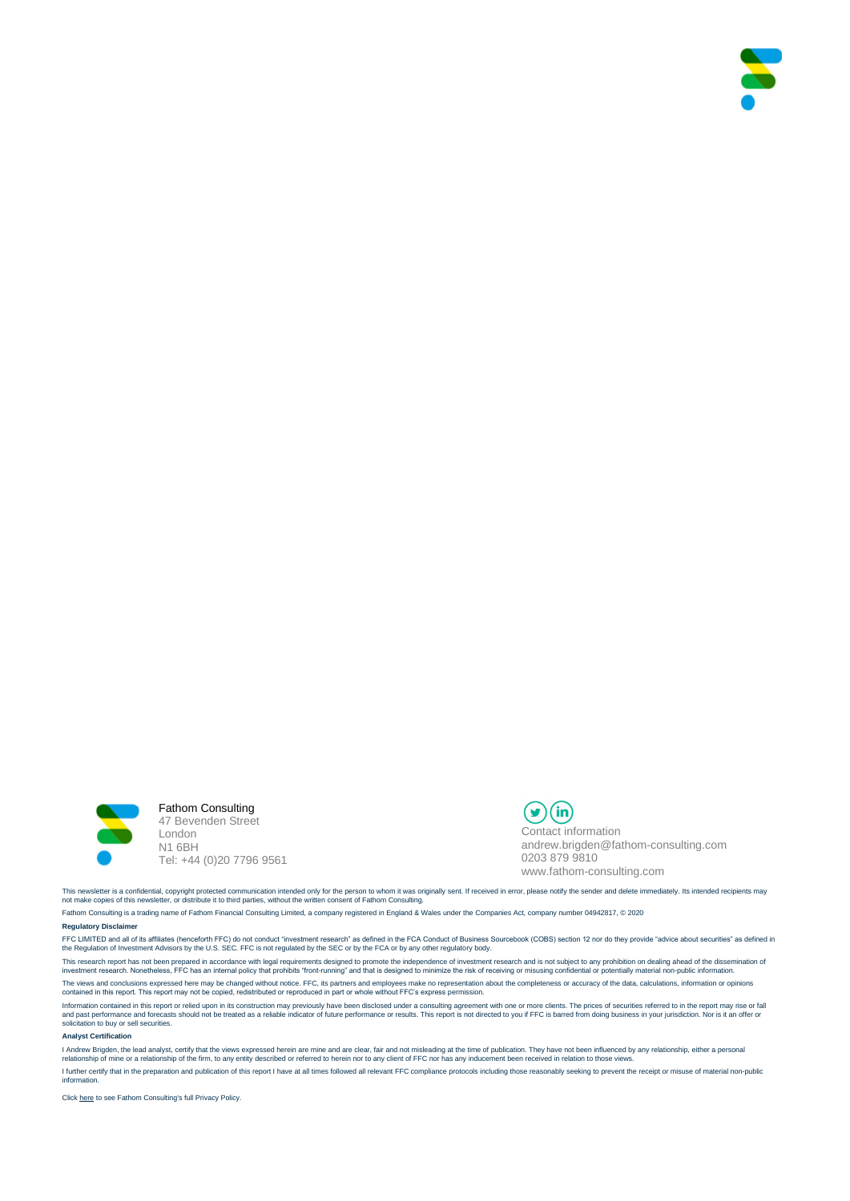Fathom Consulting
47 Bevenden Street
London
N1 6BH
Tel: +44 (0)20 7796 9561

Contact information
andrew.brigden@fathom-consulting.com
0203 879 9810
www.fathom-consulting.com

This newsletter is a confidential, copyright protected communication intended only for the person to whom it was originally sent. If received in error, please notify the sender and delete immediately. Its intended recipients may not make copies of this newsletter, or distribute it to third parties, without the written consent of Fathom Consulting.

Fathom Consulting is a trading name of Fathom Financial Consulting Limited, a company registered in England & Wales under the Companies Act, company number 04942817, © 2020

**Regulatory Disclaimer**

FFC LIMITED and all of its affiliates (henceforth FFC) do not conduct "investment research" as defined in the FCA Conduct of Business Sourcebook (COBS) section 12 nor do they provide "advice about securities" as defined in the Regulation of Investment Advisors by the U.S. SEC. FFC is not regulated by the SEC or by the FCA or by any other regulatory body.

This research report has not been prepared in accordance with legal requirements designed to promote the independence of investment research and is not subject to any prohibition on dealing ahead of the dissemination of investment research. Nonetheless, FFC has an internal policy that prohibits "front-running" and that is designed to minimize the risk of receiving or misusing confidential or potentially material non-public information.

The views and conclusions expressed here may be changed without notice. FFC, its partners and employees make no representation about the completeness or accuracy of the data, calculations, information or opinions contained in this report. This report may not be copied, redistributed or reproduced in part or whole without FFC's express permission.

Information contained in this report or relied upon in its construction may previously have been disclosed under a consulting agreement with one or more clients. The prices of securities referred to in the report may rise or fall and past performance and forecasts should not be treated as a reliable indicator of future performance or results. This report is not directed to you if FFC is barred from doing business in your jurisdiction. Nor is it an offer or solicitation to buy or sell securities.

**Analyst Certification**

I Andrew Brigden, the lead analyst, certify that the views expressed herein are mine and are clear, fair and not misleading at the time of publication. They have not been influenced by any relationship, either a personal relationship of mine or a relationship of the firm, to any entity described or referred to herein nor to any client of FFC nor has any inducement been received in relation to those views.

I further certify that in the preparation and publication of this report I have at all times followed all relevant FFC compliance protocols including those reasonably seeking to prevent the receipt or misuse of material non-public information.

Click here to see Fathom Consulting's full Privacy Policy.